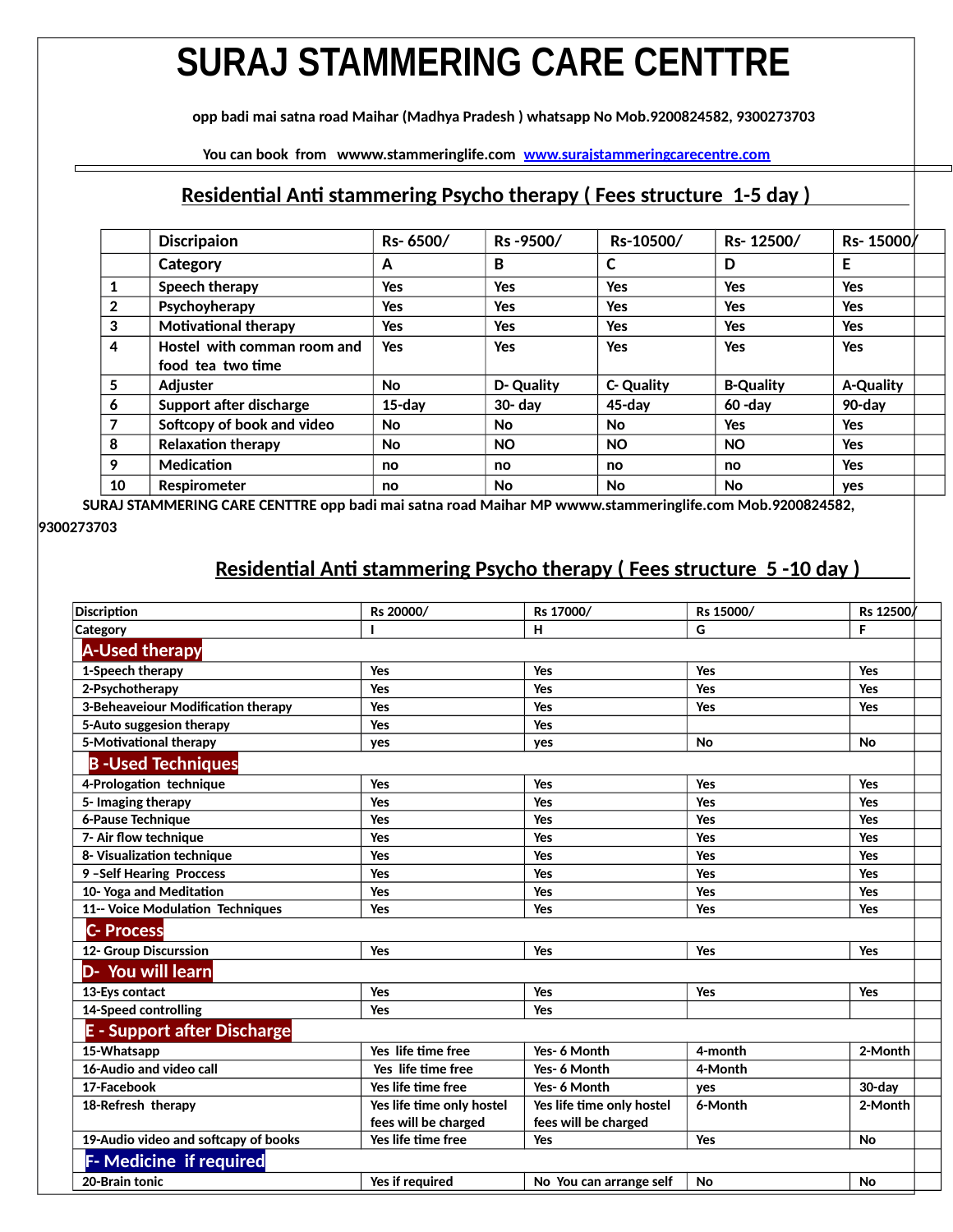# SURAJ STAMMERING CARE CENTTRE

opp badi mai satna road Maihar (Madhya Pradesh ) whatsapp No Mob.9200824582, 9300273703

You can book from wwww.stammeringlife.com www.surajstammeringcarecentre.com

## Residential Anti stammering Psycho therapy ( Fees structure 1-5 day )

| | Discripaion | Rs- 6500/ | Rs -9500/ | Rs-10500/ | Rs- 12500/ | Rs- 15000/ |
|---|---|---|---|---|---|---|
| | Category | A | B | C | D | E |
| 1 | Speech therapy | Yes | Yes | Yes | Yes | Yes |
| 2 | Psychoyherapy | Yes | Yes | Yes | Yes | Yes |
| 3 | Motivational therapy | Yes | Yes | Yes | Yes | Yes |
| 4 | Hostel with comman room and food tea two time | Yes | Yes | Yes | Yes | Yes |
| 5 | Adjuster | No | D- Quality | C- Quality | B-Quality | A-Quality |
| 6 | Support after discharge | 15-day | 30- day | 45-day | 60 -day | 90-day |
| 7 | Softcopy of book and video | No | No | No | Yes | Yes |
| 8 | Relaxation therapy | No | NO | NO | NO | Yes |
| 9 | Medication | no | no | no | no | Yes |
| 10 | Respirometer | no | No | No | No | yes |

SURAJ STAMMERING CARE CENTTRE opp badi mai satna road Maihar MP wwww.stammeringlife.com Mob.9200824582, 9300273703

## Residential Anti stammering Psycho therapy ( Fees structure 5 -10 day )

| Discription | Rs 20000/ | Rs 17000/ | Rs 15000/ | Rs 12500/ |
|---|---|---|---|---|
| Category | I | H | G | F |
| **A-Used therapy** | | | | |
| 1-Speech therapy | Yes | Yes | Yes | Yes |
| 2-Psychotherapy | Yes | Yes | Yes | Yes |
| 3-Beheaveiour Modification therapy | Yes | Yes | Yes | Yes |
| 5-Auto suggesion therapy | Yes | Yes | | |
| 5-Motivational therapy | yes | yes | No | No |
| **B -Used Techniques** | | | | |
| 4-Prologation technique | Yes | Yes | Yes | Yes |
| 5- Imaging therapy | Yes | Yes | Yes | Yes |
| 6-Pause Technique | Yes | Yes | Yes | Yes |
| 7- Air flow technique | Yes | Yes | Yes | Yes |
| 8- Visualization technique | Yes | Yes | Yes | Yes |
| 9 –Self Hearing Proccess | Yes | Yes | Yes | Yes |
| 10- Yoga and Meditation | Yes | Yes | Yes | Yes |
| 11-- Voice Modulation Techniques | Yes | Yes | Yes | Yes |
| **C- Process** | | | | |
| 12- Group Discurssion | Yes | Yes | Yes | Yes |
| **D- You will learn** | | | | |
| 13-Eys contact | Yes | Yes | Yes | Yes |
| 14-Speed controlling | Yes | Yes | | |
| **E - Support after Discharge** | | | | |
| 15-Whatsapp | Yes life time free | Yes- 6 Month | 4-month | 2-Month |
| 16-Audio and video call | Yes life time free | Yes- 6 Month | 4-Month | |
| 17-Facebook | Yes life time free | Yes- 6 Month | yes | 30-day |
| 18-Refresh therapy | Yes life time only hostel fees will be charged | Yes life time only hostel fees will be charged | 6-Month | 2-Month |
| 19-Audio video and softcapy of books | Yes life time free | Yes | Yes | No |
| **F- Medicine if required** | | | | |
| 20-Brain tonic | Yes if required | No You can arrange self | No | No |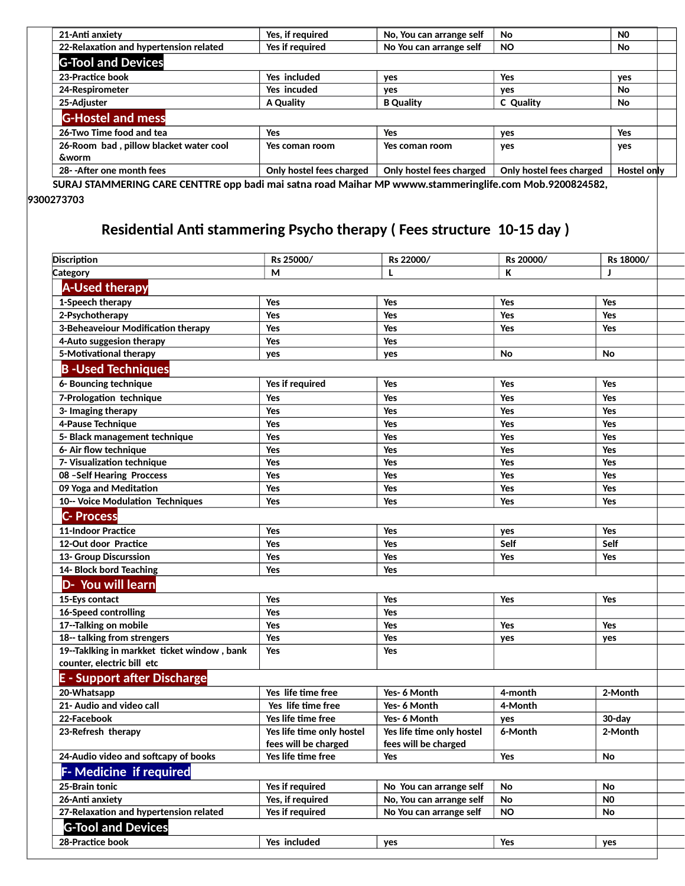| | | | | |
|---|---|---|---|---|
| 21-Anti anxiety | Yes, if required | No, You can arrange self | No | N0 |
| 22-Relaxation and hypertension related | Yes if required | No You can arrange self | NO | No |
| **G-Tool and Devices** | | | | |
| 23-Practice book | Yes included | yes | Yes | yes |
| 24-Respirometer | Yes incuded | yes | yes | No |
| 25-Adjuster | A Quality | B Quality | C Quality | No |
| **G-Hostel and mess** | | | | |
| 26-Two Time food and tea | Yes | Yes | yes | Yes |
| 26-Room bad , pillow blacket water cool &worm | Yes coman room | Yes coman room | yes | yes |
| 28- -After one month fees | Only hostel fees charged | Only hostel fees charged | Only hostel fees charged | Hostel only |

SURAJ STAMMERING CARE CENTTRE opp badi mai satna road Maihar MP wwww.stammeringlife.com Mob.9200824582, 9300273703

## Residential Anti stammering Psycho therapy ( Fees structure 10-15 day )

| Discription | Rs 25000/ | Rs 22000/ | Rs 20000/ | Rs 18000/ |
|---|---|---|---|---|
| Category | M | L | K | J |
| **A-Used therapy** | | | | |
| 1-Speech therapy | Yes | Yes | Yes | Yes |
| 2-Psychotherapy | Yes | Yes | Yes | Yes |
| 3-Beheaveiour Modification therapy | Yes | Yes | Yes | Yes |
| 4-Auto suggesion therapy | Yes | Yes | | |
| 5-Motivational therapy | yes | yes | No | No |
| **B -Used Techniques** | | | | |
| 6- Bouncing technique | Yes if required | Yes | Yes | Yes |
| 7-Prologation technique | Yes | Yes | Yes | Yes |
| 3- Imaging therapy | Yes | Yes | Yes | Yes |
| 4-Pause Technique | Yes | Yes | Yes | Yes |
| 5- Black management technique | Yes | Yes | Yes | Yes |
| 6- Air flow technique | Yes | Yes | Yes | Yes |
| 7- Visualization technique | Yes | Yes | Yes | Yes |
| 08 –Self Hearing Proccess | Yes | Yes | Yes | Yes |
| 09 Yoga and Meditation | Yes | Yes | Yes | Yes |
| 10-- Voice Modulation Techniques | Yes | Yes | Yes | Yes |
| **C- Process** | | | | |
| 11-Indoor Practice | Yes | Yes | yes | Yes |
| 12-Out door Practice | Yes | Yes | Self | Self |
| 13- Group Discurssion | Yes | Yes | Yes | Yes |
| 14- Block bord Teaching | Yes | Yes | | |
| **D- You will learn** | | | | |
| 15-Eys contact | Yes | Yes | Yes | Yes |
| 16-Speed controlling | Yes | Yes | | |
| 17--Talking on mobile | Yes | Yes | Yes | Yes |
| 18-- talking from strengers | Yes | Yes | yes | yes |
| 19--Taklking in markket ticket window , bank counter, electric bill etc | Yes | Yes | | |
| **E - Support after Discharge** | | | | |
| 20-Whatsapp | Yes life time free | Yes- 6 Month | 4-month | 2-Month |
| 21- Audio and video call | Yes life time free | Yes- 6 Month | 4-Month | |
| 22-Facebook | Yes life time free | Yes- 6 Month | yes | 30-day |
| 23-Refresh therapy | Yes life time only hostel fees will be charged | Yes life time only hostel fees will be charged | 6-Month | 2-Month |
| 24-Audio video and softcapy of books | Yes life time free | Yes | Yes | No |
| **F- Medicine if required** | | | | |
| 25-Brain tonic | Yes if required | No You can arrange self | No | No |
| 26-Anti anxiety | Yes, if required | No, You can arrange self | No | N0 |
| 27-Relaxation and hypertension related | Yes if required | No You can arrange self | NO | No |
| **G-Tool and Devices** | | | | |
| 28-Practice book | Yes included | yes | Yes | yes |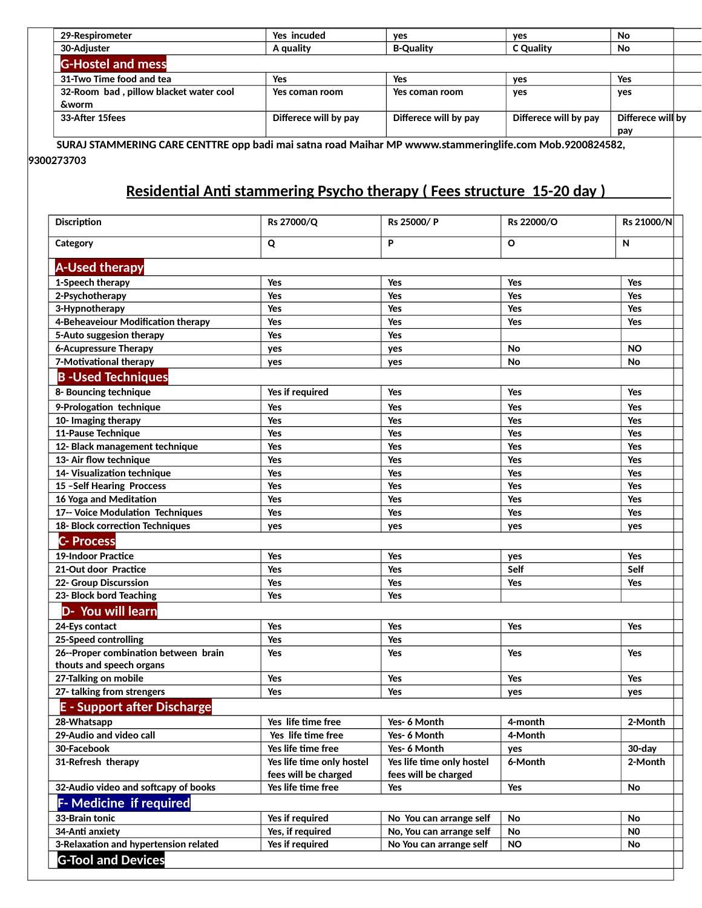| | | | | |
|---|---|---|---|---|
| 29-Respirometer | Yes incuded | yes | yes | No |
| 30-Adjuster | A quality | B-Quality | C Quality | No |
| **G-Hostel and mess** | | | | |
| 31-Two Time food and tea | Yes | Yes | yes | Yes |
| 32-Room bad , pillow blacket water cool &worm | Yes coman room | Yes coman room | yes | yes |
| 33-After 15fees | Differece will by pay | Differece will by pay | Differece will by pay | Differece will by pay |

SURAJ STAMMERING CARE CENTTRE opp badi mai satna road Maihar MP wwww.stammeringlife.com Mob.9200824582, 9300273703

## Residential Anti stammering Psycho therapy ( Fees structure 15-20 day )

| Discription | Rs 27000/Q | Rs 25000/ P | Rs 22000/O | Rs 21000/N |
|---|---|---|---|---|
| Category | Q | P | O | N |
| **A-Used therapy** | | | | |
| 1-Speech therapy | Yes | Yes | Yes | Yes |
| 2-Psychotherapy | Yes | Yes | Yes | Yes |
| 3-Hypnotherapy | Yes | Yes | Yes | Yes |
| 4-Beheaveiour Modification therapy | Yes | Yes | Yes | Yes |
| 5-Auto suggesion therapy | Yes | Yes | | |
| 6-Acupressure Therapy | yes | yes | No | NO |
| 7-Motivational therapy | yes | yes | No | No |
| **B -Used Techniques** | | | | |
| 8- Bouncing technique | Yes if required | Yes | Yes | Yes |
| 9-Prologation technique | Yes | Yes | Yes | Yes |
| 10- Imaging therapy | Yes | Yes | Yes | Yes |
| 11-Pause Technique | Yes | Yes | Yes | Yes |
| 12- Black management technique | Yes | Yes | Yes | Yes |
| 13- Air flow technique | Yes | Yes | Yes | Yes |
| 14- Visualization technique | Yes | Yes | Yes | Yes |
| 15 –Self Hearing Proccess | Yes | Yes | Yes | Yes |
| 16 Yoga and Meditation | Yes | Yes | Yes | Yes |
| 17-- Voice Modulation Techniques | Yes | Yes | Yes | Yes |
| 18- Block correction Techniques | yes | yes | yes | yes |
| **C- Process** | | | | |
| 19-Indoor Practice | Yes | Yes | yes | Yes |
| 21-Out door Practice | Yes | Yes | Self | Self |
| 22- Group Discurssion | Yes | Yes | Yes | Yes |
| 23- Block bord Teaching | Yes | Yes | | |
| **D- You will learn** | | | | |
| 24-Eys contact | Yes | Yes | Yes | Yes |
| 25-Speed controlling | Yes | Yes | | |
| 26--Proper combination between brain thouts and speech organs | Yes | Yes | Yes | Yes |
| 27-Talking on mobile | Yes | Yes | Yes | Yes |
| 27- talking from strengers | Yes | Yes | yes | yes |
| **E - Support after Discharge** | | | | |
| 28-Whatsapp | Yes life time free | Yes- 6 Month | 4-month | 2-Month |
| 29-Audio and video call | Yes life time free | Yes- 6 Month | 4-Month | |
| 30-Facebook | Yes life time free | Yes- 6 Month | yes | 30-day |
| 31-Refresh therapy | Yes life time only hostel fees will be charged | Yes life time only hostel fees will be charged | 6-Month | 2-Month |
| 32-Audio video and softcapy of books | Yes life time free | Yes | Yes | No |
| **F- Medicine if required** | | | | |
| 33-Brain tonic | Yes if required | No You can arrange self | No | No |
| 34-Anti anxiety | Yes, if required | No, You can arrange self | No | N0 |
| 3-Relaxation and hypertension related | Yes if required | No You can arrange self | NO | No |
| **G-Tool and Devices** | | | | |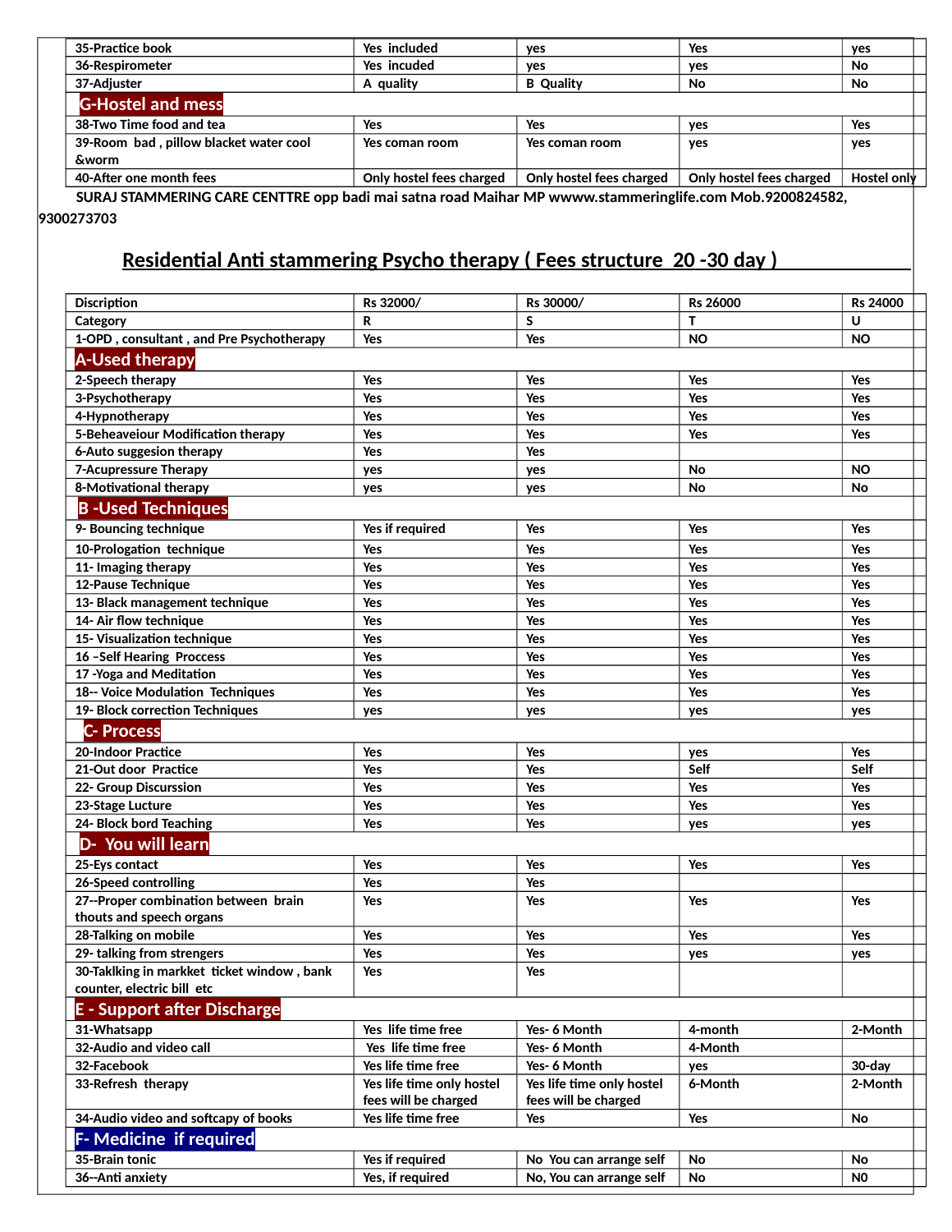| | | | | |
|---|---|---|---|---|
| 35-Practice book | Yes included | yes | Yes | yes |
| 36-Respirometer | Yes incuded | yes | yes | No |
| 37-Adjuster | A quality | B Quality | No | No |
| **G-Hostel and mess** | | | | |
| 38-Two Time food and tea | Yes | Yes | yes | Yes |
| 39-Room bad , pillow blacket water cool &worm | Yes coman room | Yes coman room | yes | yes |
| 40-After one month fees | Only hostel fees charged | Only hostel fees charged | Only hostel fees charged | Hostel only |

**SURAJ STAMMERING CARE CENTTRE opp badi mai satna road Maihar MP wwww.stammeringlife.com Mob.9200824582, 9300273703**

## Residential Anti stammering Psycho therapy ( Fees structure 20 -30 day )

| Discription | Rs 32000/ | Rs 30000/ | Rs 26000 | Rs 24000 |
|---|---|---|---|---|
| Category | R | S | T | U |
| 1-OPD , consultant , and Pre Psychotherapy | Yes | Yes | NO | NO |
| **A-Used therapy** | | | | |
| 2-Speech therapy | Yes | Yes | Yes | Yes |
| 3-Psychotherapy | Yes | Yes | Yes | Yes |
| 4-Hypnotherapy | Yes | Yes | Yes | Yes |
| 5-Beheaveiour Modification therapy | Yes | Yes | Yes | Yes |
| 6-Auto suggesion therapy | Yes | Yes | | |
| 7-Acupressure Therapy | yes | yes | No | NO |
| 8-Motivational therapy | yes | yes | No | No |
| **B -Used Techniques** | | | | |
| 9- Bouncing technique | Yes if required | Yes | Yes | Yes |
| 10-Prologation technique | Yes | Yes | Yes | Yes |
| 11- Imaging therapy | Yes | Yes | Yes | Yes |
| 12-Pause Technique | Yes | Yes | Yes | Yes |
| 13- Black management technique | Yes | Yes | Yes | Yes |
| 14- Air flow technique | Yes | Yes | Yes | Yes |
| 15- Visualization technique | Yes | Yes | Yes | Yes |
| 16 –Self Hearing Proccess | Yes | Yes | Yes | Yes |
| 17 -Yoga and Meditation | Yes | Yes | Yes | Yes |
| 18-- Voice Modulation Techniques | Yes | Yes | Yes | Yes |
| 19- Block correction Techniques | yes | yes | yes | yes |
| **C- Process** | | | | |
| 20-Indoor Practice | Yes | Yes | yes | Yes |
| 21-Out door Practice | Yes | Yes | Self | Self |
| 22- Group Discurssion | Yes | Yes | Yes | Yes |
| 23-Stage Lucture | Yes | Yes | Yes | Yes |
| 24- Block bord Teaching | Yes | Yes | yes | yes |
| **D- You will learn** | | | | |
| 25-Eys contact | Yes | Yes | Yes | Yes |
| 26-Speed controlling | Yes | Yes | | |
| 27--Proper combination between brain thouts and speech organs | Yes | Yes | Yes | Yes |
| 28-Talking on mobile | Yes | Yes | Yes | Yes |
| 29- talking from strengers | Yes | Yes | yes | yes |
| 30-Taklking in markket ticket window , bank counter, electric bill etc | Yes | Yes | | |
| **E - Support after Discharge** | | | | |
| 31-Whatsapp | Yes life time free | Yes- 6 Month | 4-month | 2-Month |
| 32-Audio and video call | Yes life time free | Yes- 6 Month | 4-Month | |
| 32-Facebook | Yes life time free | Yes- 6 Month | yes | 30-day |
| 33-Refresh therapy | Yes life time only hostel fees will be charged | Yes life time only hostel fees will be charged | 6-Month | 2-Month |
| 34-Audio video and softcapy of books | Yes life time free | Yes | Yes | No |
| **F- Medicine if required** | | | | |
| 35-Brain tonic | Yes if required | No You can arrange self | No | No |
| 36--Anti anxiety | Yes, if required | No, You can arrange self | No | N0 |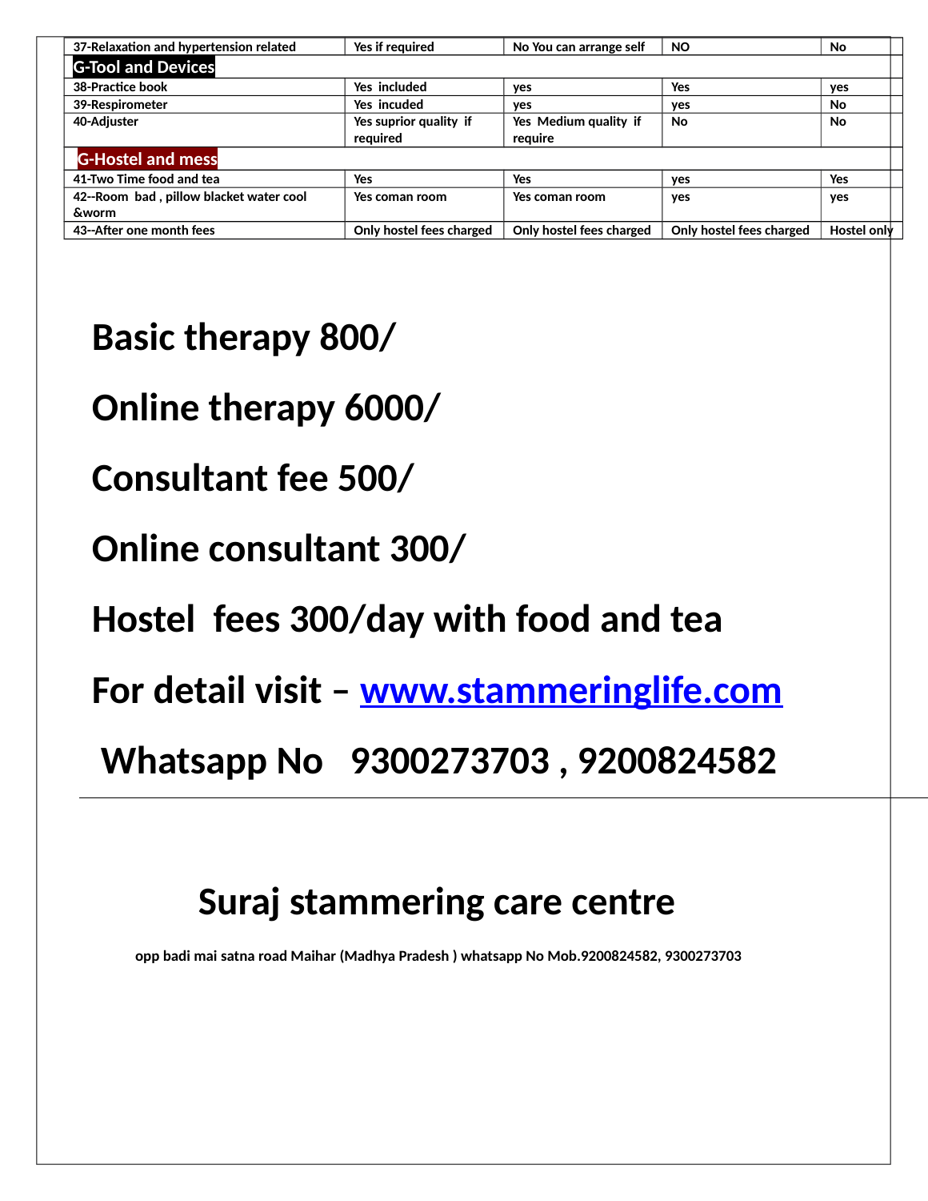| | | | | |
|---|---|---|---|---|
| 37-Relaxation and hypertension related | Yes if required | No You can arrange self | NO | No |
| **G-Tool and Devices** | | | | |
| 38-Practice book | Yes included | yes | Yes | yes |
| 39-Respirometer | Yes incuded | yes | yes | No |
| 40-Adjuster | Yes suprior quality if required | Yes Medium quality if require | No | No |
| **G-Hostel and mess** | | | | |
| 41-Two Time food and tea | Yes | Yes | yes | Yes |
| 42--Room bad , pillow blacket water cool &worm | Yes coman room | Yes coman room | yes | yes |
| 43--After one month fees | Only hostel fees charged | Only hostel fees charged | Only hostel fees charged | Hostel only |

**Basic therapy 800/**

**Online therapy 6000/**

**Consultant fee 500/**

**Online consultant 300/**

**Hostel fees 300/day with food and tea**

**For detail visit – www.stammeringlife.com**

**Whatsapp No 9300273703 , 9200824582**

---

## Suraj stammering care centre

**opp badi mai satna road Maihar (Madhya Pradesh ) whatsapp No Mob.9200824582, 9300273703**